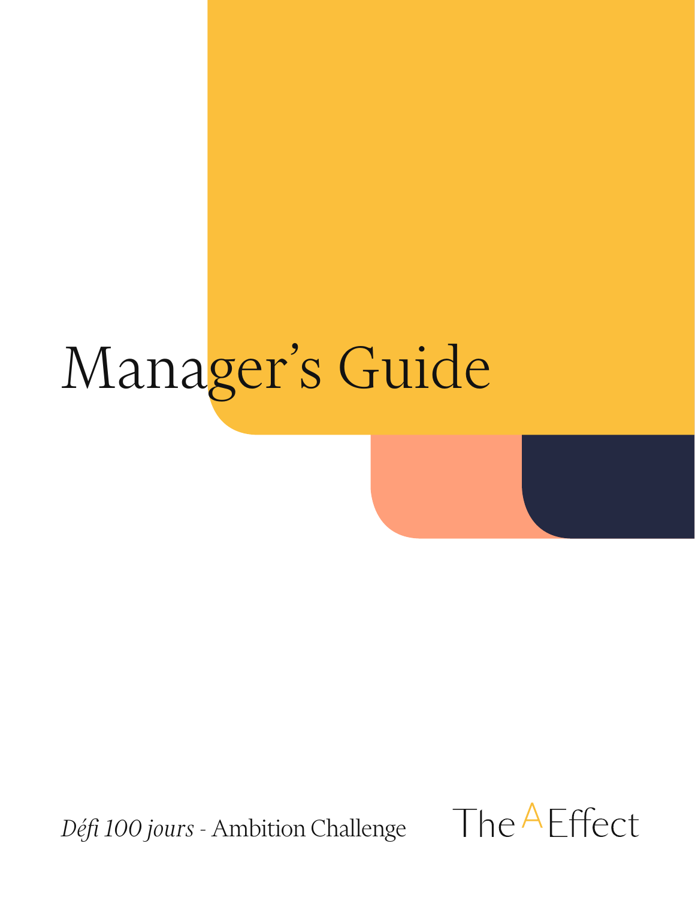# Manager's Guide

*Défi 100 jours* - Ambition Challenge

The A Effect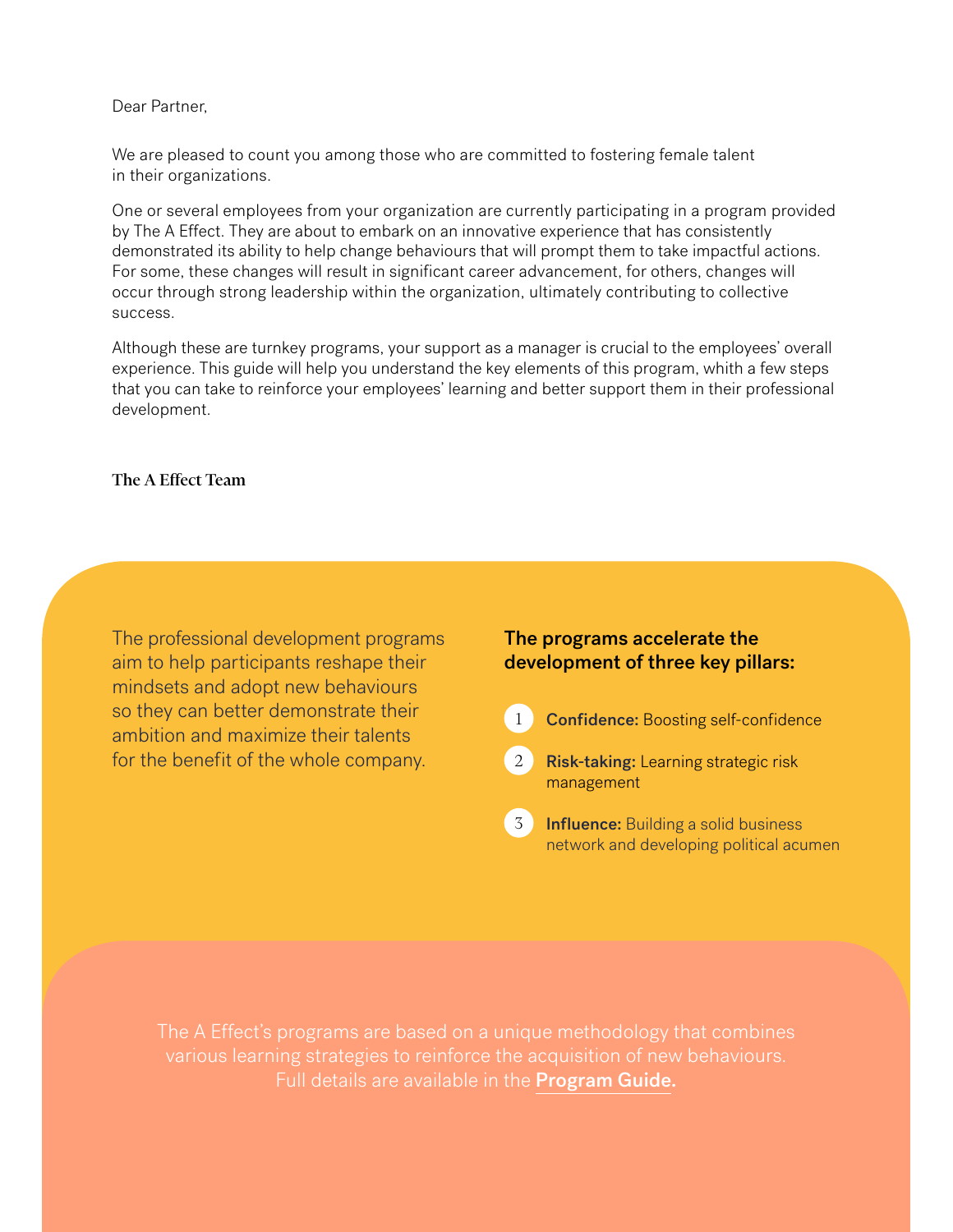Dear Partner,

We are pleased to count you among those who are committed to fostering female talent in their organizations.

One or several employees from your organization are currently participating in a program provided by The A Effect. They are about to embark on an innovative experience that has consistently demonstrated its ability to help change behaviours that will prompt them to take impactful actions. For some, these changes will result in significant career advancement, for others, changes will occur through strong leadership within the organization, ultimately contributing to collective success.

Although these are turnkey programs, your support as a manager is crucial to the employees' overall experience. This guide will help you understand the key elements of this program, whith a few steps that you can take to reinforce your employees' learning and better support them in their professional development.

**The A Effect Team**

The professional development programs aim to help participants reshape their mindsets and adopt new behaviours so they can better demonstrate their ambition and maximize their talents for the benefit of the whole company.

**The programs accelerate the development of three key pillars:**

1. **Confidence:** Boosting self-confidence
2. **Risk-taking:** Learning strategic risk management
3. **Influence:** Building a solid business network and developing political acumen

The A Effect's programs are based on a unique methodology that combines various learning strategies to reinforce the acquisition of new behaviours. Full details are available in the **Program Guide.**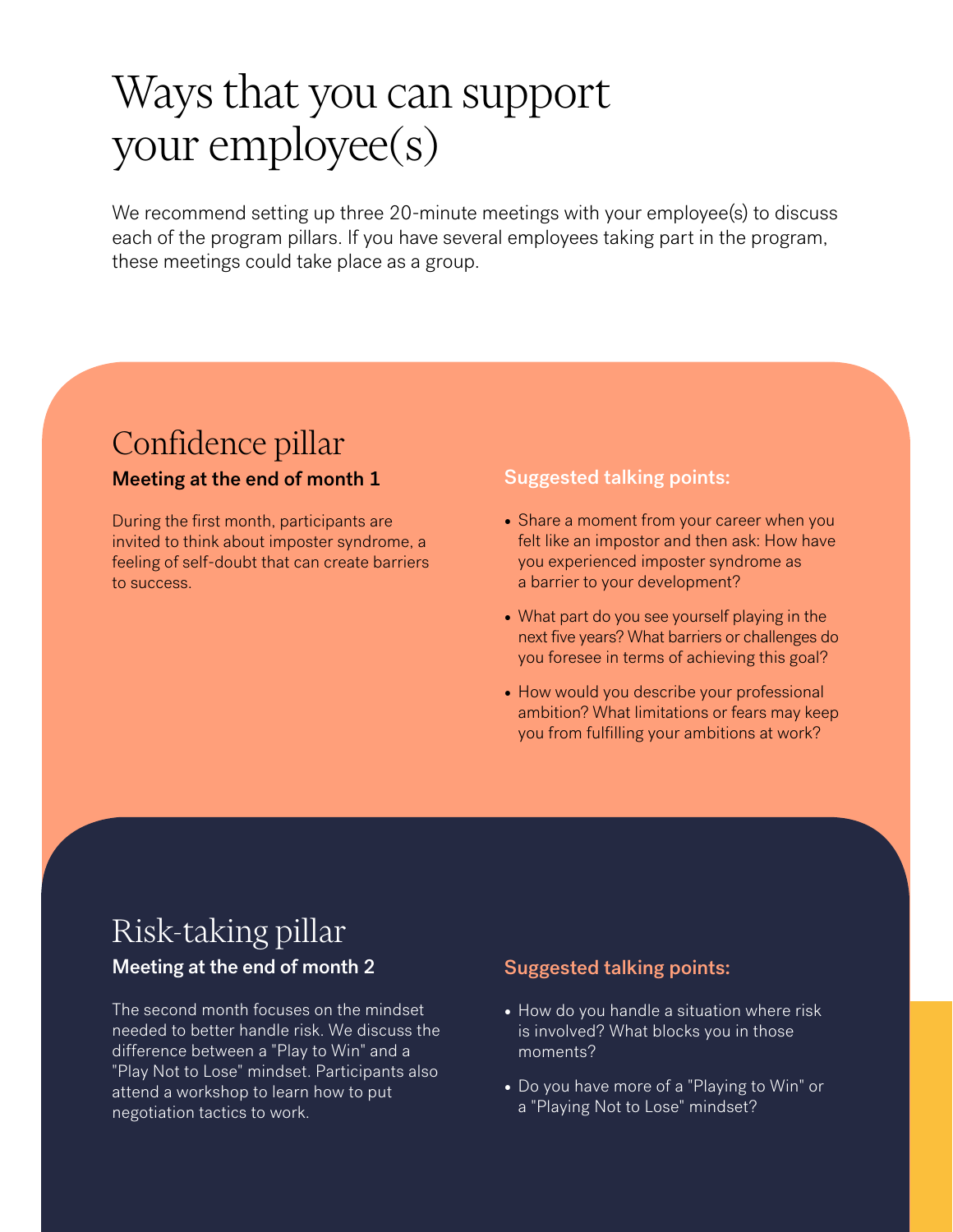# Ways that you can support your employee(s)

We recommend setting up three 20-minute meetings with your employee(s) to discuss each of the program pillars. If you have several employees taking part in the program, these meetings could take place as a group.

## Confidence pillar

**Meeting at the end of month 1**

During the first month, participants are invited to think about imposter syndrome, a feeling of self-doubt that can create barriers to success.

**Suggested talking points:**

- Share a moment from your career when you felt like an impostor and then ask: How have you experienced imposter syndrome as a barrier to your development?
- What part do you see yourself playing in the next five years? What barriers or challenges do you foresee in terms of achieving this goal?
- How would you describe your professional ambition? What limitations or fears may keep you from fulfilling your ambitions at work?

## Risk-taking pillar

**Meeting at the end of month 2**

The second month focuses on the mindset needed to better handle risk. We discuss the difference between a "Play to Win" and a "Play Not to Lose" mindset. Participants also attend a workshop to learn how to put negotiation tactics to work.

**Suggested talking points:**

- How do you handle a situation where risk is involved? What blocks you in those moments?
- Do you have more of a "Playing to Win" or a "Playing Not to Lose" mindset?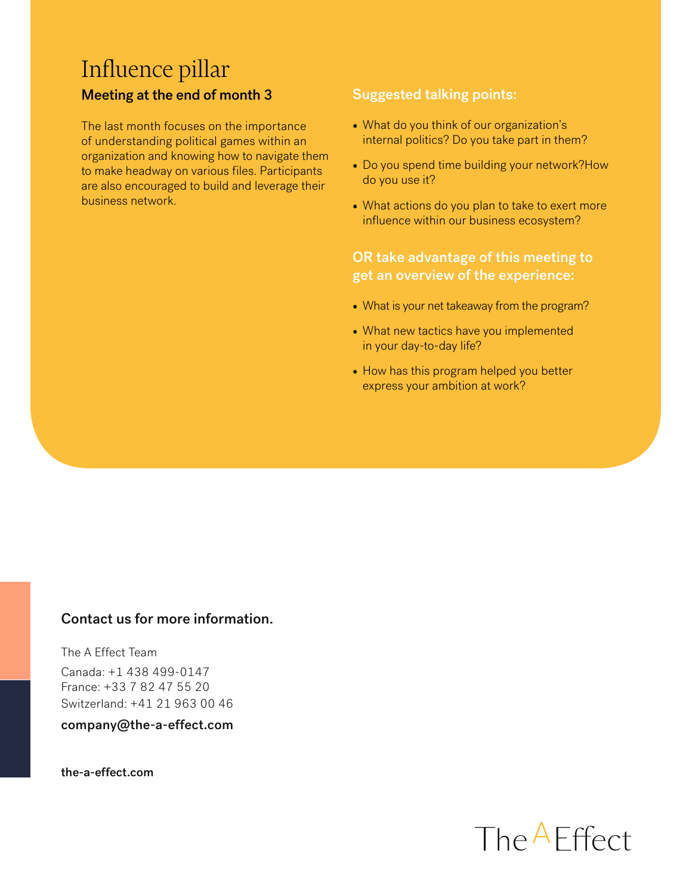# Influence pillar

**Meeting at the end of month 3**

The last month focuses on the importance of understanding political games within an organization and knowing how to navigate them to make headway on various files. Participants are also encouraged to build and leverage their business network.

**Suggested talking points:**

- What do you think of our organization's internal politics? Do you take part in them?
- Do you spend time building your network?How do you use it?
- What actions do you plan to take to exert more influence within our business ecosystem?

**OR take advantage of this meeting to get an overview of the experience:**

- What is your net takeaway from the program?
- What new tactics have you implemented in your day-to-day life?
- How has this program helped you better express your ambition at work?

**Contact us for more information.**

The A Effect Team

Canada: +1 438 499-0147
France: +33 7 82 47 55 20
Switzerland: +41 21 963 00 46

**company@the-a-effect.com**

**the-a-effect.com**

The A Effect